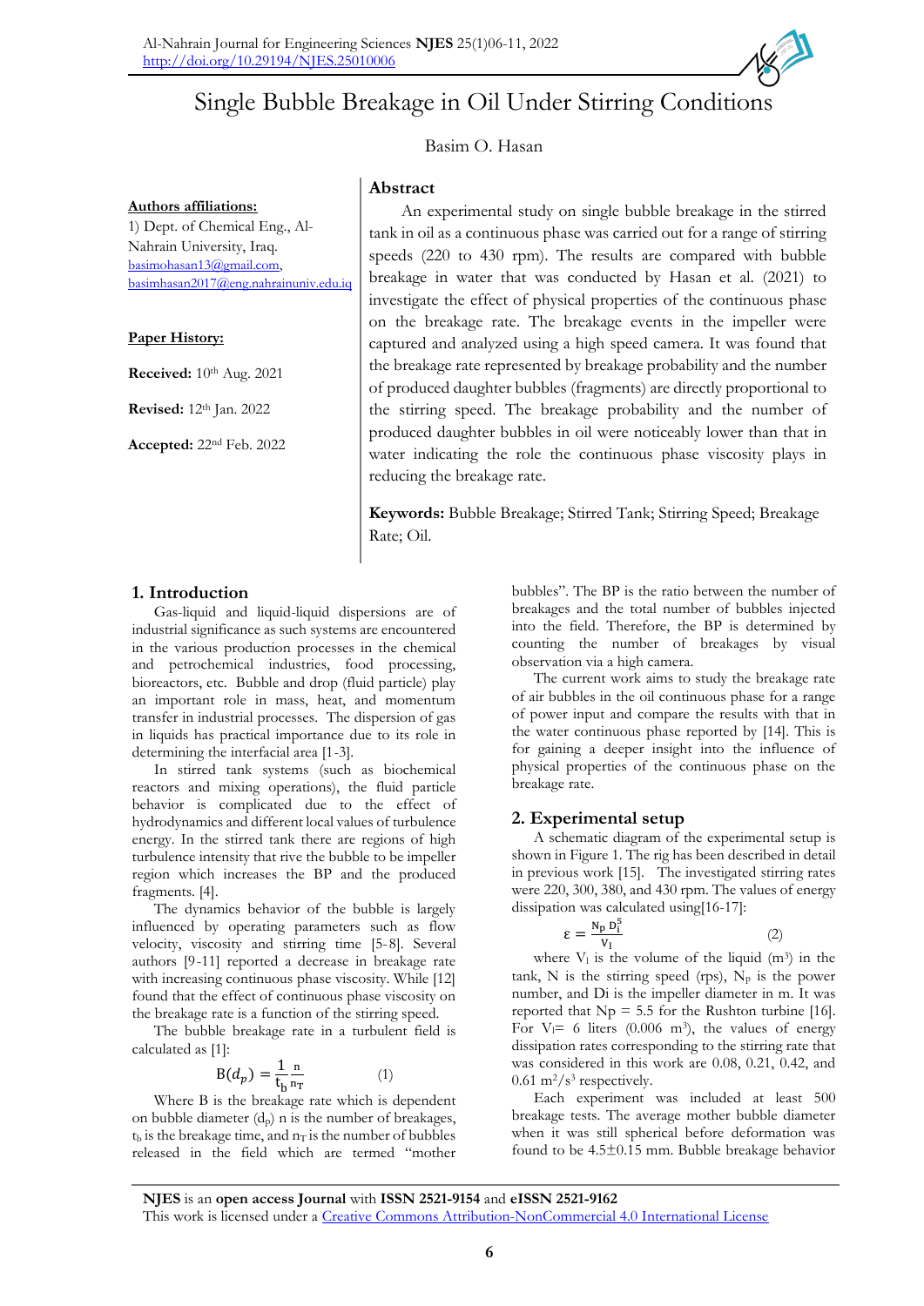# Single Bubble Breakage in Oil Under Stirring Conditions

Basim O. Hasan

**Authors affiliations:**

1) Dept. of Chemical Eng., Al-Nahrain University, Iraq.
basimohasan13@gmail.com,
basimhasan2017@eng.nahrainuniv.edu.iq

**Paper History:**

**Received:** 10th Aug. 2021

**Revised:** 12th Jan. 2022

**Accepted:** 22nd Feb. 2022

## Abstract

An experimental study on single bubble breakage in the stirred tank in oil as a continuous phase was carried out for a range of stirring speeds (220 to 430 rpm). The results are compared with bubble breakage in water that was conducted by Hasan et al. (2021) to investigate the effect of physical properties of the continuous phase on the breakage rate. The breakage events in the impeller were captured and analyzed using a high speed camera. It was found that the breakage rate represented by breakage probability and the number of produced daughter bubbles (fragments) are directly proportional to the stirring speed. The breakage probability and the number of produced daughter bubbles in oil were noticeably lower than that in water indicating the role the continuous phase viscosity plays in reducing the breakage rate.

**Keywords:** Bubble Breakage; Stirred Tank; Stirring Speed; Breakage Rate; Oil.

## 1. Introduction

Gas-liquid and liquid-liquid dispersions are of industrial significance as such systems are encountered in the various production processes in the chemical and petrochemical industries, food processing, bioreactors, etc. Bubble and drop (fluid particle) play an important role in mass, heat, and momentum transfer in industrial processes. The dispersion of gas in liquids has practical importance due to its role in determining the interfacial area [1-3].

In stirred tank systems (such as biochemical reactors and mixing operations), the fluid particle behavior is complicated due to the effect of hydrodynamics and different local values of turbulence energy. In the stirred tank there are regions of high turbulence intensity that rive the bubble to be impeller region which increases the BP and the produced fragments. [4].

The dynamics behavior of the bubble is largely influenced by operating parameters such as flow velocity, viscosity and stirring time [5-8]. Several authors [9-11] reported a decrease in breakage rate with increasing continuous phase viscosity. While [12] found that the effect of continuous phase viscosity on the breakage rate is a function of the stirring speed.

The bubble breakage rate in a turbulent field is calculated as [1]:

$$B(d_p) = \frac{1}{t_b}\frac{n}{n_T} \qquad (1)$$

Where B is the breakage rate which is dependent on bubble diameter ($d_p$) n is the number of breakages, $t_b$ is the breakage time, and $n_T$ is the number of bubbles released in the field which are termed "mother bubbles". The BP is the ratio between the number of breakages and the total number of bubbles injected into the field. Therefore, the BP is determined by counting the number of breakages by visual observation via a high camera.

The current work aims to study the breakage rate of air bubbles in the oil continuous phase for a range of power input and compare the results with that in the water continuous phase reported by [14]. This is for gaining a deeper insight into the influence of physical properties of the continuous phase on the breakage rate.

## 2. Experimental setup

A schematic diagram of the experimental setup is shown in Figure 1. The rig has been described in detail in previous work [15]. The investigated stirring rates were 220, 300, 380, and 430 rpm. The values of energy dissipation was calculated using[16-17]:

$$\varepsilon = \frac{N_P\, D_i^5}{V_l} \qquad (2)$$

where $V_l$ is the volume of the liquid ($m^3$) in the tank, N is the stirring speed (rps), $N_P$ is the power number, and Di is the impeller diameter in m. It was reported that Np = 5.5 for the Rushton turbine [16]. For $V_l$= 6 liters (0.006 $m^3$), the values of energy dissipation rates corresponding to the stirring rate that was considered in this work are 0.08, 0.21, 0.42, and 0.61 $m^2/s^3$ respectively.

Each experiment was included at least 500 breakage tests. The average mother bubble diameter when it was still spherical before deformation was found to be 4.5±0.15 mm. Bubble breakage behavior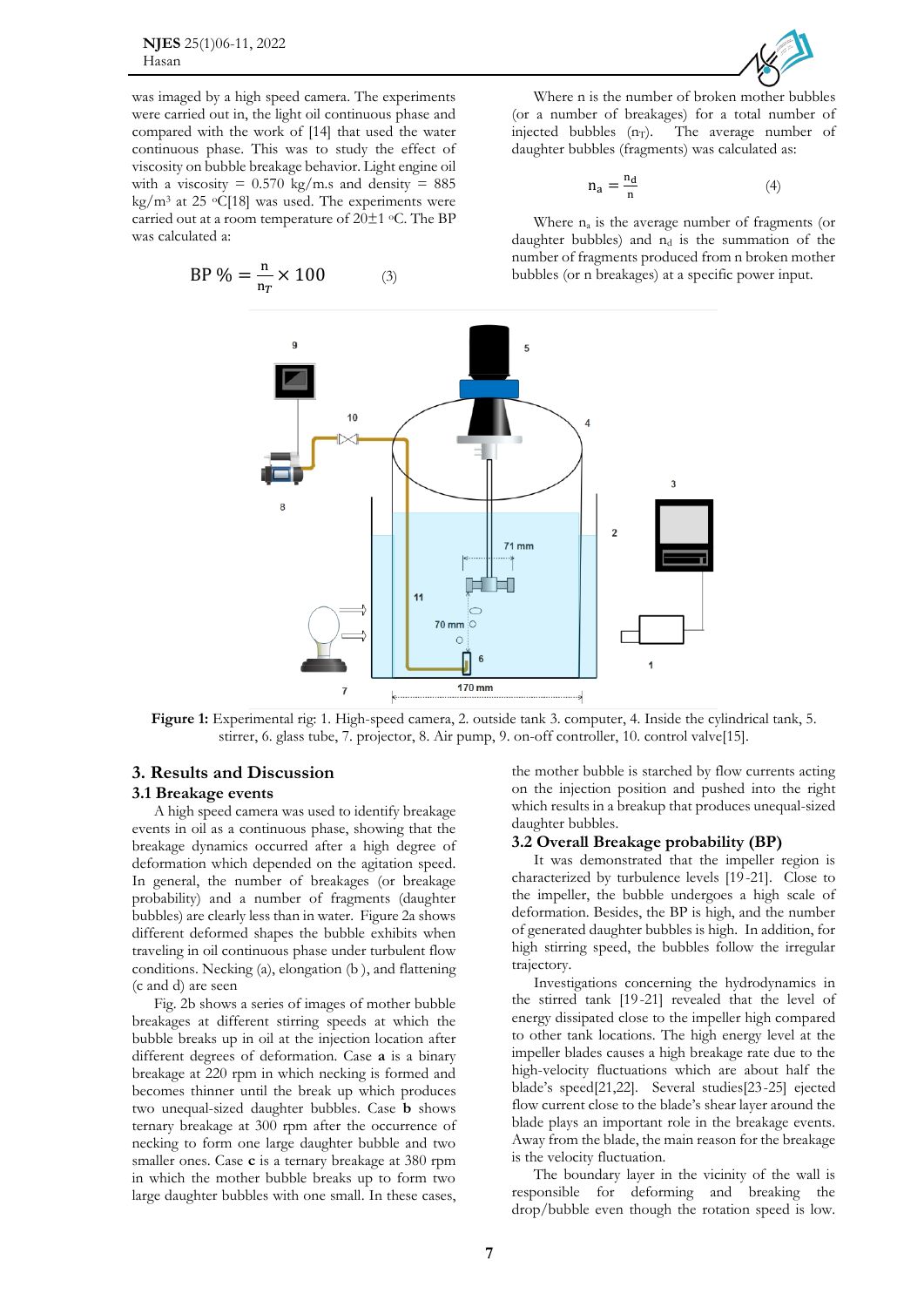was imaged by a high speed camera. The experiments were carried out in, the light oil continuous phase and compared with the work of [14] that used the water continuous phase. This was to study the effect of viscosity on bubble breakage behavior. Light engine oil with a viscosity = 0.570 kg/m.s and density = 885 kg/m³ at 25 °C[18] was used. The experiments were carried out at a room temperature of 20±1 °C. The BP was calculated a:

$$BP\ \% = \frac{n}{n_T} \times 100 \qquad (3)$$

Where n is the number of broken mother bubbles (or a number of breakages) for a total number of injected bubbles ($n_T$). The average number of daughter bubbles (fragments) was calculated as:

$$n_a = \frac{n_d}{n} \qquad (4)$$

Where $n_a$ is the average number of fragments (or daughter bubbles) and $n_d$ is the summation of the number of fragments produced from n broken mother bubbles (or n breakages) at a specific power input.

**Figure 1:** Experimental rig: 1. High-speed camera, 2. outside tank 3. computer, 4. Inside the cylindrical tank, 5. stirrer, 6. glass tube, 7. projector, 8. Air pump, 9. on-off controller, 10. control valve[15].

## 3. Results and Discussion

### 3.1 Breakage events

A high speed camera was used to identify breakage events in oil as a continuous phase, showing that the breakage dynamics occurred after a high degree of deformation which depended on the agitation speed. In general, the number of breakages (or breakage probability) and a number of fragments (daughter bubbles) are clearly less than in water. Figure 2a shows different deformed shapes the bubble exhibits when traveling in oil continuous phase under turbulent flow conditions. Necking (a), elongation (b ), and flattening (c and d) are seen

Fig. 2b shows a series of images of mother bubble breakages at different stirring speeds at which the bubble breaks up in oil at the injection location after different degrees of deformation. Case **a** is a binary breakage at 220 rpm in which necking is formed and becomes thinner until the break up which produces two unequal-sized daughter bubbles. Case **b** shows ternary breakage at 300 rpm after the occurrence of necking to form one large daughter bubble and two smaller ones. Case **c** is a ternary breakage at 380 rpm in which the mother bubble breaks up to form two large daughter bubbles with one small. In these cases, the mother bubble is starched by flow currents acting on the injection position and pushed into the right which results in a breakup that produces unequal-sized daughter bubbles.

### 3.2 Overall Breakage probability (BP)

It was demonstrated that the impeller region is characterized by turbulence levels [19-21]. Close to the impeller, the bubble undergoes a high scale of deformation. Besides, the BP is high, and the number of generated daughter bubbles is high. In addition, for high stirring speed, the bubbles follow the irregular trajectory.

Investigations concerning the hydrodynamics in the stirred tank [19-21] revealed that the level of energy dissipated close to the impeller high compared to other tank locations. The high energy level at the impeller blades causes a high breakage rate due to the high-velocity fluctuations which are about half the blade's speed[21,22]. Several studies[23-25] ejected flow current close to the blade's shear layer around the blade plays an important role in the breakage events. Away from the blade, the main reason for the breakage is the velocity fluctuation.

The boundary layer in the vicinity of the wall is responsible for deforming and breaking the drop/bubble even though the rotation speed is low.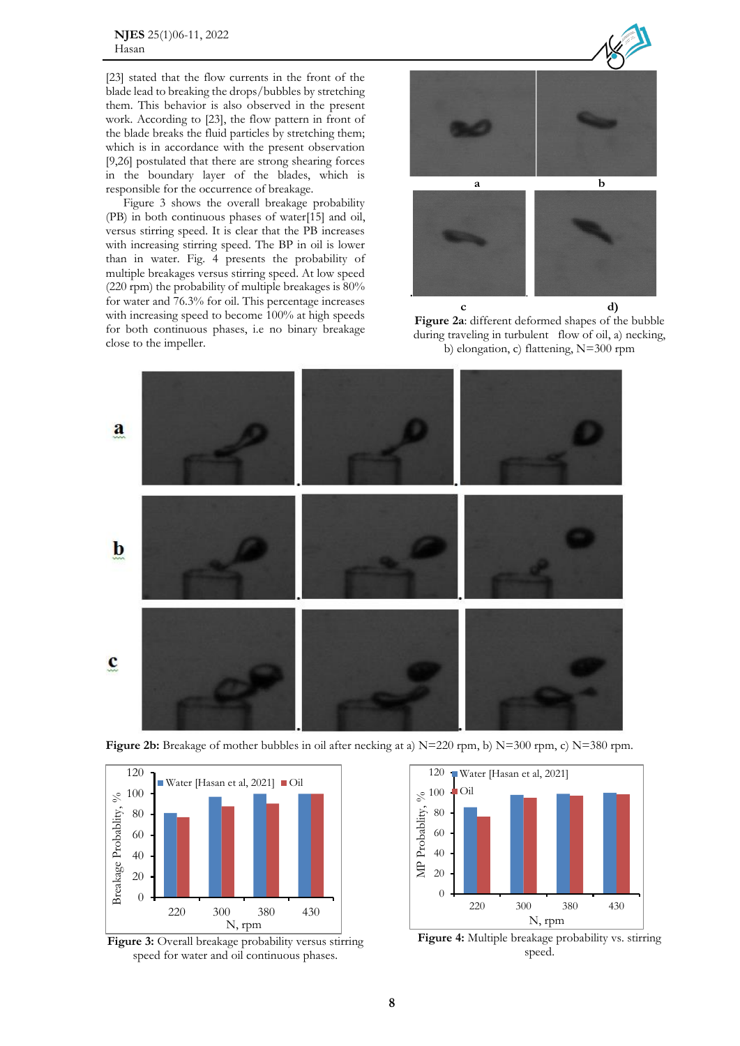[23] stated that the flow currents in the front of the blade lead to breaking the drops/bubbles by stretching them. This behavior is also observed in the present work. According to [23], the flow pattern in front of the blade breaks the fluid particles by stretching them; which is in accordance with the present observation [9,26] postulated that there are strong shearing forces in the boundary layer of the blades, which is responsible for the occurrence of breakage.

Figure 3 shows the overall breakage probability (PB) in both continuous phases of water[15] and oil, versus stirring speed. It is clear that the PB increases with increasing stirring speed. The BP in oil is lower than in water. Fig. 4 presents the probability of multiple breakages versus stirring speed. At low speed (220 rpm) the probability of multiple breakages is 80% for water and 76.3% for oil. This percentage increases with increasing speed to become 100% at high speeds for both continuous phases, i.e no binary breakage close to the impeller.

**Figure 2a**: different deformed shapes of the bubble during traveling in turbulent flow of oil, a) necking, b) elongation, c) flattening, N=300 rpm

**Figure 2b:** Breakage of mother bubbles in oil after necking at a) N=220 rpm, b) N=300 rpm, c) N=380 rpm.

**Figure 3:** Overall breakage probability versus stirring speed for water and oil continuous phases.

**Figure 4:** Multiple breakage probability vs. stirring speed.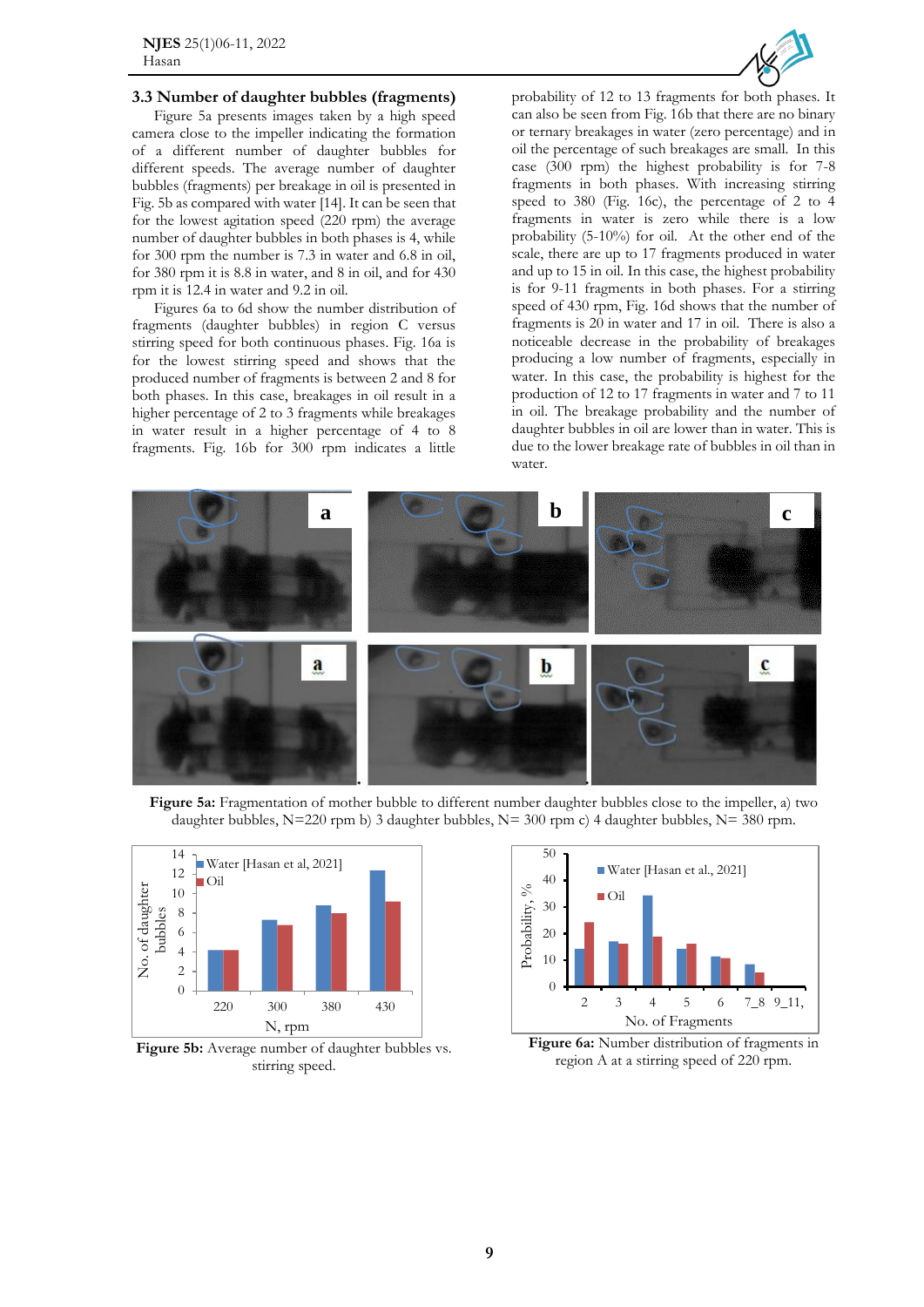### 3.3 Number of daughter bubbles (fragments)

Figure 5a presents images taken by a high speed camera close to the impeller indicating the formation of a different number of daughter bubbles for different speeds. The average number of daughter bubbles (fragments) per breakage in oil is presented in Fig. 5b as compared with water [14]. It can be seen that for the lowest agitation speed (220 rpm) the average number of daughter bubbles in both phases is 4, while for 300 rpm the number is 7.3 in water and 6.8 in oil, for 380 rpm it is 8.8 in water, and 8 in oil, and for 430 rpm it is 12.4 in water and 9.2 in oil.

Figures 6a to 6d show the number distribution of fragments (daughter bubbles) in region C versus stirring speed for both continuous phases. Fig. 16a is for the lowest stirring speed and shows that the produced number of fragments is between 2 and 8 for both phases. In this case, breakages in oil result in a higher percentage of 2 to 3 fragments while breakages in water result in a higher percentage of 4 to 8 fragments. Fig. 16b for 300 rpm indicates a little probability of 12 to 13 fragments for both phases. It can also be seen from Fig. 16b that there are no binary or ternary breakages in water (zero percentage) and in oil the percentage of such breakages are small. In this case (300 rpm) the highest probability is for 7-8 fragments in both phases. With increasing stirring speed to 380 (Fig. 16c), the percentage of 2 to 4 fragments in water is zero while there is a low probability (5-10%) for oil. At the other end of the scale, there are up to 17 fragments produced in water and up to 15 in oil. In this case, the highest probability is for 9-11 fragments in both phases. For a stirring speed of 430 rpm, Fig. 16d shows that the number of fragments is 20 in water and 17 in oil. There is also a noticeable decrease in the probability of breakages producing a low number of fragments, especially in water. In this case, the probability is highest for the production of 12 to 17 fragments in water and 7 to 11 in oil. The breakage probability and the number of daughter bubbles in oil are lower than in water. This is due to the lower breakage rate of bubbles in oil than in water.

**Figure 5a:** Fragmentation of mother bubble to different number daughter bubbles close to the impeller, a) two daughter bubbles, N=220 rpm b) 3 daughter bubbles, N= 300 rpm c) 4 daughter bubbles, N= 380 rpm.

**Figure 5b:** Average number of daughter bubbles vs. stirring speed.

**Figure 6a:** Number distribution of fragments in region A at a stirring speed of 220 rpm.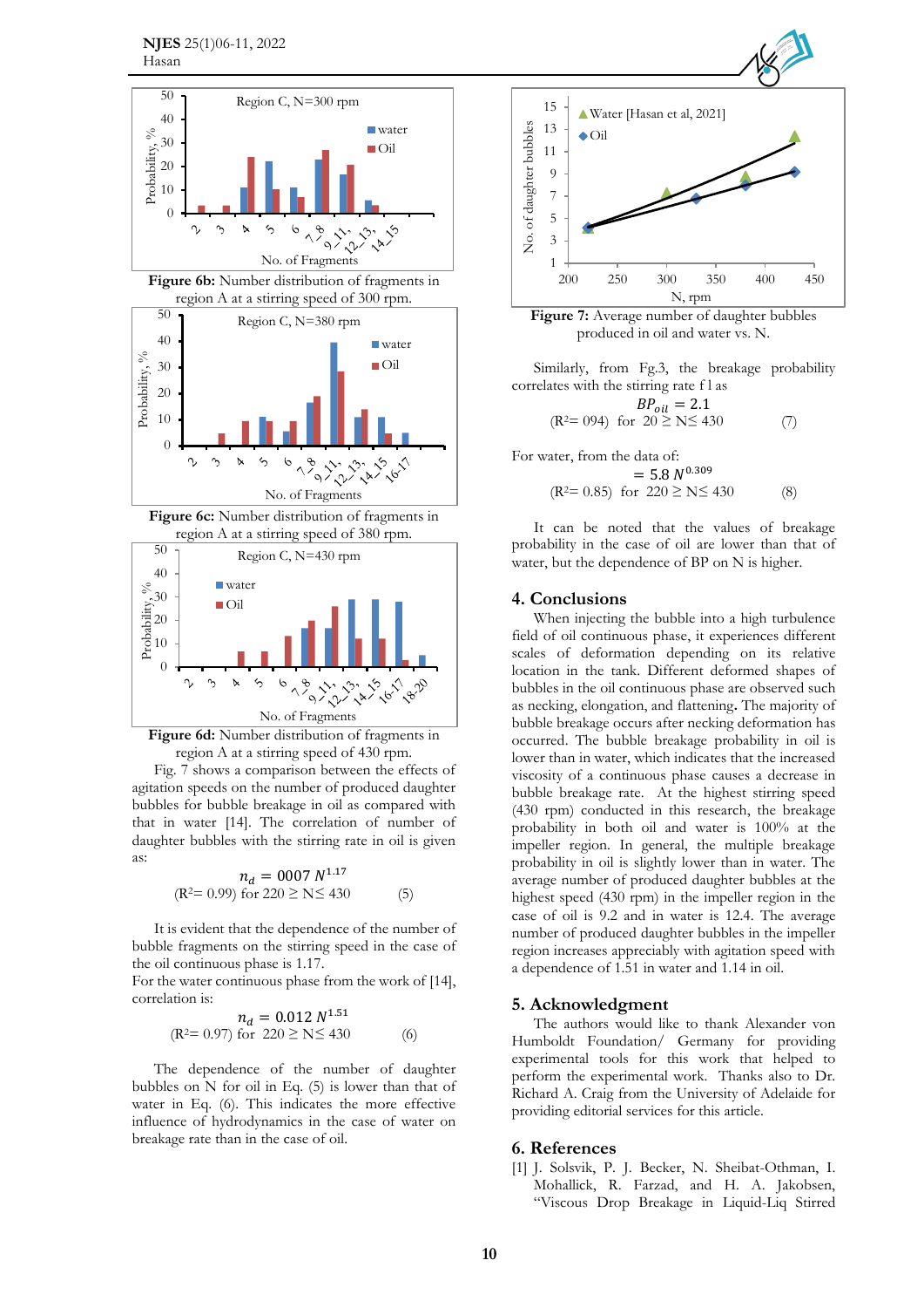Figure 6b: Number distribution of fragments in region A at a stirring speed of 300 rpm.

Figure 6c: Number distribution of fragments in region A at a stirring speed of 380 rpm.

Figure 6d: Number distribution of fragments in region A at a stirring speed of 430 rpm.

Fig. 7 shows a comparison between the effects of agitation speeds on the number of produced daughter bubbles for bubble breakage in oil as compared with that in water [14]. The correlation of number of daughter bubbles with the stirring rate in oil is given as:

$$n_d = 0007\ N^{1.17}$$

($R^2$= 0.99) for 220 ≥ N≤ 430 (5)

It is evident that the dependence of the number of bubble fragments on the stirring speed in the case of the oil continuous phase is 1.17.

For the water continuous phase from the work of [14], correlation is:

$$n_d = 0.012\ N^{1.51}$$

($R^2$= 0.97) for 220 ≥ N≤ 430 (6)

The dependence of the number of daughter bubbles on N for oil in Eq. (5) is lower than that of water in Eq. (6). This indicates the more effective influence of hydrodynamics in the case of water on breakage rate than in the case of oil.

Figure 7: Average number of daughter bubbles produced in oil and water vs. N.

Similarly, from Fg.3, the breakage probability correlates with the stirring rate f l as

$$BP_{oil} = 2.1$$

($R^2$= 094) for 20 ≥ N≤ 430 (7)

For water, from the data of:

$$= 5.8\ N^{0.309}$$

($R^2$= 0.85) for 220 ≥ N≤ 430 (8)

It can be noted that the values of breakage probability in the case of oil are lower than that of water, but the dependence of BP on N is higher.

## 4. Conclusions

When injecting the bubble into a high turbulence field of oil continuous phase, it experiences different scales of deformation depending on its relative location in the tank. Different deformed shapes of bubbles in the oil continuous phase are observed such as necking, elongation, and flattening. The majority of bubble breakage occurs after necking deformation has occurred. The bubble breakage probability in oil is lower than in water, which indicates that the increased viscosity of a continuous phase causes a decrease in bubble breakage rate. At the highest stirring speed (430 rpm) conducted in this research, the breakage probability in both oil and water is 100% at the impeller region. In general, the multiple breakage probability in oil is slightly lower than in water. The average number of produced daughter bubbles at the highest speed (430 rpm) in the impeller region in the case of oil is 9.2 and in water is 12.4. The average number of produced daughter bubbles in the impeller region increases appreciably with agitation speed with a dependence of 1.51 in water and 1.14 in oil.

## 5. Acknowledgment

The authors would like to thank Alexander von Humboldt Foundation/ Germany for providing experimental tools for this work that helped to perform the experimental work. Thanks also to Dr. Richard A. Craig from the University of Adelaide for providing editorial services for this article.

## 6. References

[1] J. Solsvik, P. J. Becker, N. Sheibat-Othman, I. Mohallick, R. Farzad, and H. A. Jakobsen, "Viscous Drop Breakage in Liquid-Liq Stirred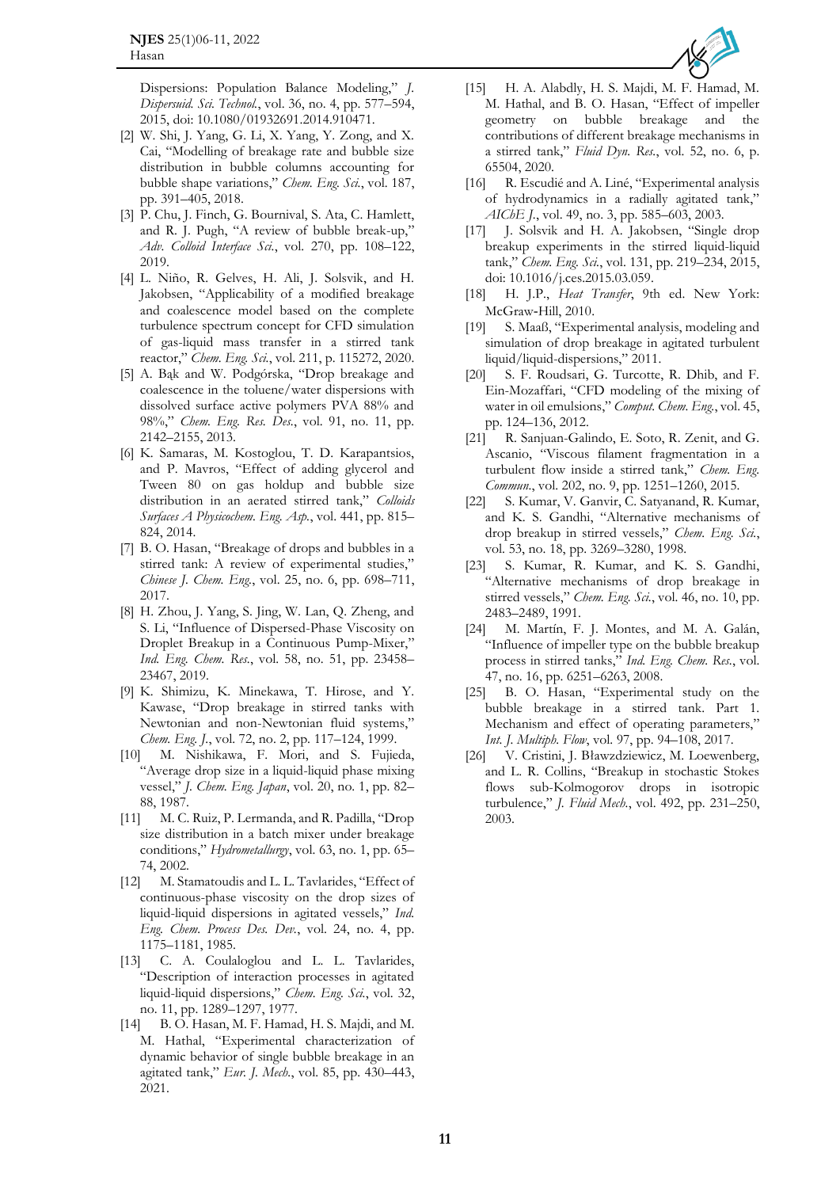Dispersions: Population Balance Modeling," *J. Dispersuid. Sci. Technol.*, vol. 36, no. 4, pp. 577–594, 2015, doi: 10.1080/01932691.2014.910471.

[2] W. Shi, J. Yang, G. Li, X. Yang, Y. Zong, and X. Cai, "Modelling of breakage rate and bubble size distribution in bubble columns accounting for bubble shape variations," *Chem. Eng. Sci.*, vol. 187, pp. 391–405, 2018.

[3] P. Chu, J. Finch, G. Bournival, S. Ata, C. Hamlett, and R. J. Pugh, "A review of bubble break-up," *Adv. Colloid Interface Sci.*, vol. 270, pp. 108–122, 2019.

[4] L. Niño, R. Gelves, H. Ali, J. Solsvik, and H. Jakobsen, "Applicability of a modified breakage and coalescence model based on the complete turbulence spectrum concept for CFD simulation of gas-liquid mass transfer in a stirred tank reactor," *Chem. Eng. Sci.*, vol. 211, p. 115272, 2020.

[5] A. Bąk and W. Podgórska, "Drop breakage and coalescence in the toluene/water dispersions with dissolved surface active polymers PVA 88% and 98%," *Chem. Eng. Res. Des.*, vol. 91, no. 11, pp. 2142–2155, 2013.

[6] K. Samaras, M. Kostoglou, T. D. Karapantsios, and P. Mavros, "Effect of adding glycerol and Tween 80 on gas holdup and bubble size distribution in an aerated stirred tank," *Colloids Surfaces A Physicochem. Eng. Asp.*, vol. 441, pp. 815–824, 2014.

[7] B. O. Hasan, "Breakage of drops and bubbles in a stirred tank: A review of experimental studies," *Chinese J. Chem. Eng.*, vol. 25, no. 6, pp. 698–711, 2017.

[8] H. Zhou, J. Yang, S. Jing, W. Lan, Q. Zheng, and S. Li, "Influence of Dispersed-Phase Viscosity on Droplet Breakup in a Continuous Pump-Mixer," *Ind. Eng. Chem. Res.*, vol. 58, no. 51, pp. 23458–23467, 2019.

[9] K. Shimizu, K. Minekawa, T. Hirose, and Y. Kawase, "Drop breakage in stirred tanks with Newtonian and non-Newtonian fluid systems," *Chem. Eng. J.*, vol. 72, no. 2, pp. 117–124, 1999.

[10] M. Nishikawa, F. Mori, and S. Fujieda, "Average drop size in a liquid-liquid phase mixing vessel," *J. Chem. Eng. Japan*, vol. 20, no. 1, pp. 82–88, 1987.

[11] M. C. Ruiz, P. Lermanda, and R. Padilla, "Drop size distribution in a batch mixer under breakage conditions," *Hydrometallurgy*, vol. 63, no. 1, pp. 65–74, 2002.

[12] M. Stamatoudis and L. L. Tavlarides, "Effect of continuous-phase viscosity on the drop sizes of liquid-liquid dispersions in agitated vessels," *Ind. Eng. Chem. Process Des. Dev.*, vol. 24, no. 4, pp. 1175–1181, 1985.

[13] C. A. Coulaloglou and L. L. Tavlarides, "Description of interaction processes in agitated liquid-liquid dispersions," *Chem. Eng. Sci.*, vol. 32, no. 11, pp. 1289–1297, 1977.

[14] B. O. Hasan, M. F. Hamad, H. S. Majdi, and M. M. Hathal, "Experimental characterization of dynamic behavior of single bubble breakage in an agitated tank," *Eur. J. Mech.*, vol. 85, pp. 430–443, 2021.

[15] H. A. Alabdly, H. S. Majdi, M. F. Hamad, M. M. Hathal, and B. O. Hasan, "Effect of impeller geometry on bubble breakage and the contributions of different breakage mechanisms in a stirred tank," *Fluid Dyn. Res.*, vol. 52, no. 6, p. 65504, 2020.

[16] R. Escudié and A. Liné, "Experimental analysis of hydrodynamics in a radially agitated tank," *AIChE J.*, vol. 49, no. 3, pp. 585–603, 2003.

[17] J. Solsvik and H. A. Jakobsen, "Single drop breakup experiments in the stirred liquid-liquid tank," *Chem. Eng. Sci.*, vol. 131, pp. 219–234, 2015, doi: 10.1016/j.ces.2015.03.059.

[18] H. J.P., *Heat Transfer*, 9th ed. New York: McGraw-Hill, 2010.

[19] S. Maaß, "Experimental analysis, modeling and simulation of drop breakage in agitated turbulent liquid/liquid-dispersions," 2011.

[20] S. F. Roudsari, G. Turcotte, R. Dhib, and F. Ein-Mozaffari, "CFD modeling of the mixing of water in oil emulsions," *Comput. Chem. Eng.*, vol. 45, pp. 124–136, 2012.

[21] R. Sanjuan-Galindo, E. Soto, R. Zenit, and G. Ascanio, "Viscous filament fragmentation in a turbulent flow inside a stirred tank," *Chem. Eng. Commun.*, vol. 202, no. 9, pp. 1251–1260, 2015.

[22] S. Kumar, V. Ganvir, C. Satyanand, R. Kumar, and K. S. Gandhi, "Alternative mechanisms of drop breakup in stirred vessels," *Chem. Eng. Sci.*, vol. 53, no. 18, pp. 3269–3280, 1998.

[23] S. Kumar, R. Kumar, and K. S. Gandhi, "Alternative mechanisms of drop breakage in stirred vessels," *Chem. Eng. Sci.*, vol. 46, no. 10, pp. 2483–2489, 1991.

[24] M. Martín, F. J. Montes, and M. A. Galán, "Influence of impeller type on the bubble breakup process in stirred tanks," *Ind. Eng. Chem. Res.*, vol. 47, no. 16, pp. 6251–6263, 2008.

[25] B. O. Hasan, "Experimental study on the bubble breakage in a stirred tank. Part 1. Mechanism and effect of operating parameters," *Int. J. Multiph. Flow*, vol. 97, pp. 94–108, 2017.

[26] V. Cristini, J. Bławzdziewicz, M. Loewenberg, and L. R. Collins, "Breakup in stochastic Stokes flows sub-Kolmogorov drops in isotropic turbulence," *J. Fluid Mech.*, vol. 492, pp. 231–250, 2003.